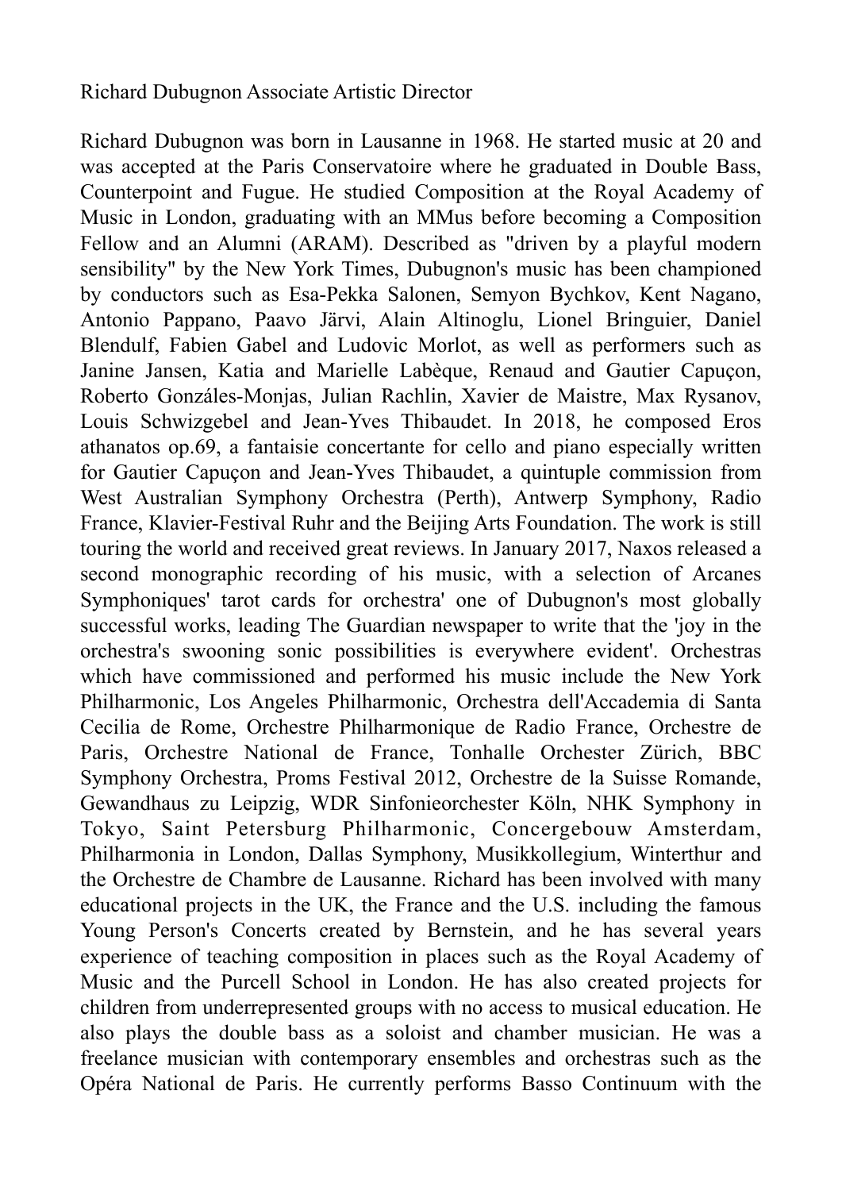Richard Dubugnon Associate Artistic Director

Richard Dubugnon was born in Lausanne in 1968. He started music at 20 and was accepted at the Paris Conservatoire where he graduated in Double Bass, Counterpoint and Fugue. He studied Composition at the Royal Academy of Music in London, graduating with an MMus before becoming a Composition Fellow and an Alumni (ARAM). Described as "driven by a playful modern sensibility" by the New York Times, Dubugnon's music has been championed by conductors such as Esa-Pekka Salonen, Semyon Bychkov, Kent Nagano, Antonio Pappano, Paavo Järvi, Alain Altinoglu, Lionel Bringuier, Daniel Blendulf, Fabien Gabel and Ludovic Morlot, as well as performers such as Janine Jansen, Katia and Marielle Labèque, Renaud and Gautier Capuçon, Roberto Gonzáles-Monjas, Julian Rachlin, Xavier de Maistre, Max Rysanov, Louis Schwizgebel and Jean-Yves Thibaudet. In 2018, he composed Eros athanatos op.69, a fantaisie concertante for cello and piano especially written for Gautier Capuçon and Jean-Yves Thibaudet, a quintuple commission from West Australian Symphony Orchestra (Perth), Antwerp Symphony, Radio France, Klavier-Festival Ruhr and the Beijing Arts Foundation. The work is still touring the world and received great reviews. In January 2017, Naxos released a second monographic recording of his music, with a selection of Arcanes Symphoniques' tarot cards for orchestra' one of Dubugnon's most globally successful works, leading The Guardian newspaper to write that the 'joy in the orchestra's swooning sonic possibilities is everywhere evident'. Orchestras which have commissioned and performed his music include the New York Philharmonic, Los Angeles Philharmonic, Orchestra dell'Accademia di Santa Cecilia de Rome, Orchestre Philharmonique de Radio France, Orchestre de Paris, Orchestre National de France, Tonhalle Orchester Zürich, BBC Symphony Orchestra, Proms Festival 2012, Orchestre de la Suisse Romande, Gewandhaus zu Leipzig, WDR Sinfonieorchester Köln, NHK Symphony in Tokyo, Saint Petersburg Philharmonic, Concergebouw Amsterdam, Philharmonia in London, Dallas Symphony, Musikkollegium, Winterthur and the Orchestre de Chambre de Lausanne. Richard has been involved with many educational projects in the UK, the France and the U.S. including the famous Young Person's Concerts created by Bernstein, and he has several years experience of teaching composition in places such as the Royal Academy of Music and the Purcell School in London. He has also created projects for children from underrepresented groups with no access to musical education. He also plays the double bass as a soloist and chamber musician. He was a freelance musician with contemporary ensembles and orchestras such as the Opéra National de Paris. He currently performs Basso Continuum with the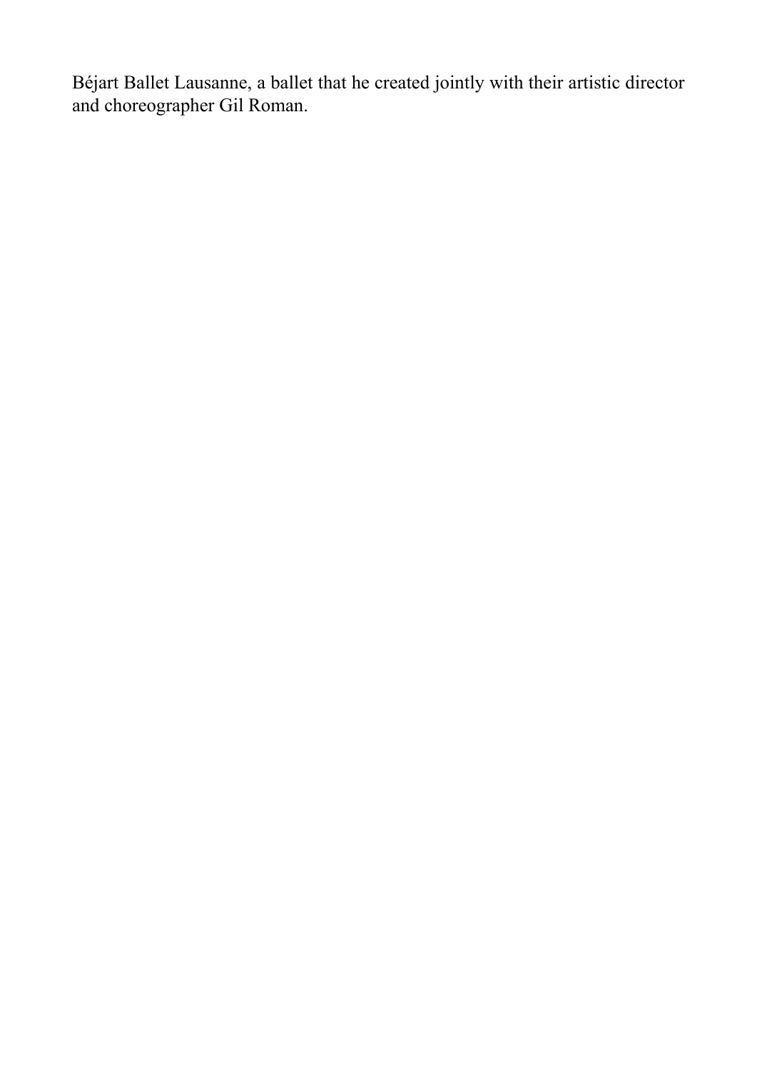Béjart Ballet Lausanne, a ballet that he created jointly with their artistic director and choreographer Gil Roman.